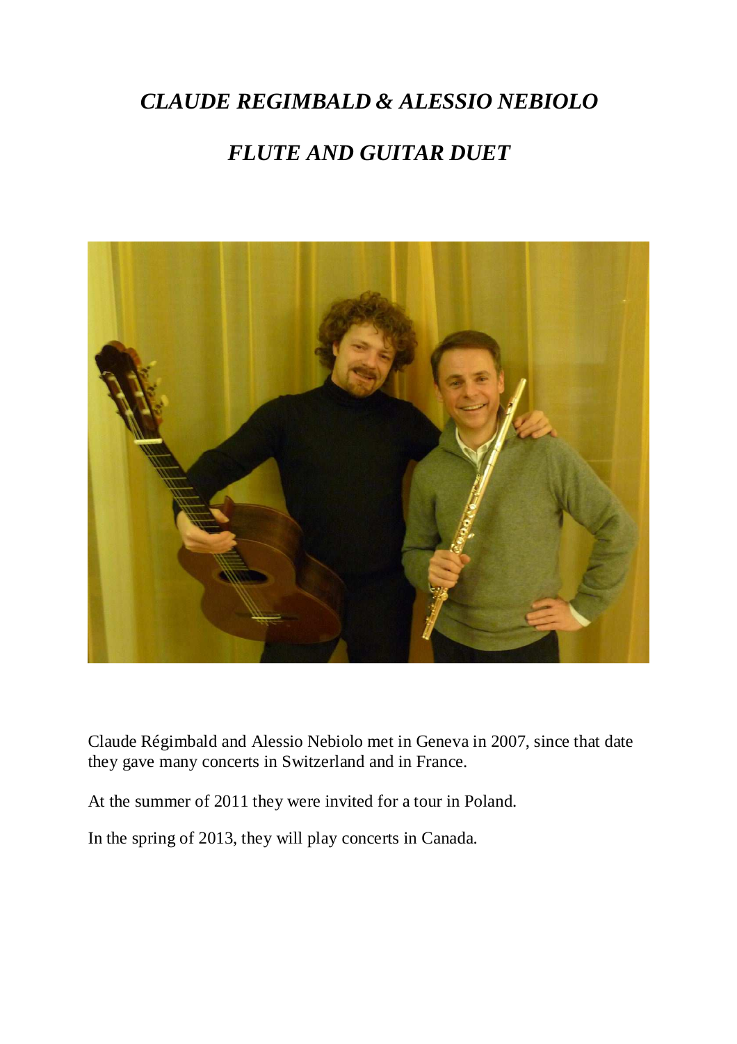# *CLAUDE REGIMBALD & ALESSIO NEBIOLO*

# *FLUTE AND GUITAR DUET*

Claude Régimbald and Alessio Nebiolo met in Geneva in 2007, since that date they gave many concerts in Switzerland and in France.

At the summer of 2011 they were invited for a tour in Poland.

In the spring of 2013, they will play concerts in Canada.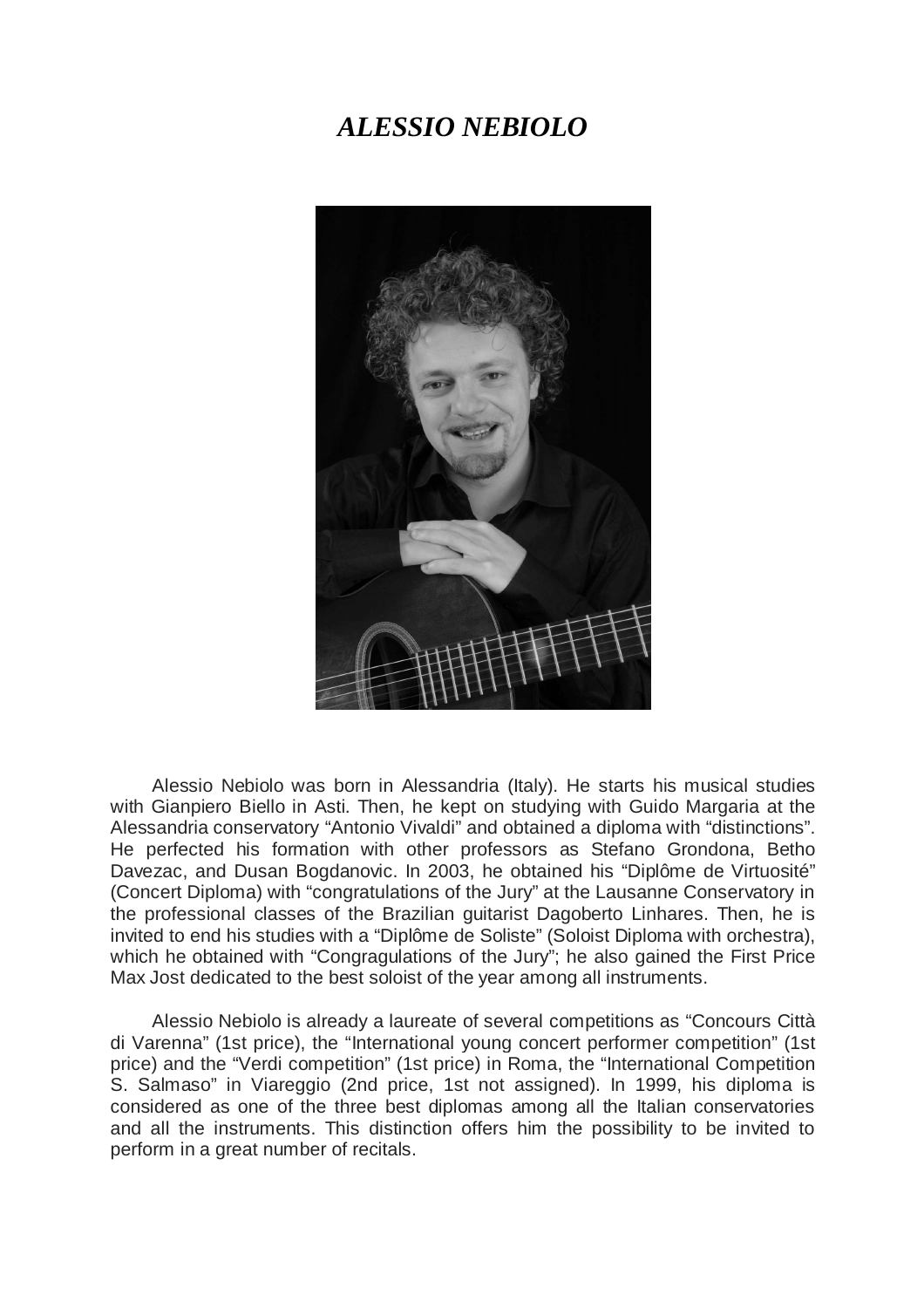# *ALESSIO NEBIOLO*

Alessio Nebiolo was born in Alessandria (Italy). He starts his musical studies with Gianpiero Biello in Asti. Then, he kept on studying with Guido Margaria at the Alessandria conservatory "Antonio Vivaldi" and obtained a diploma with "distinctions". He perfected his formation with other professors as Stefano Grondona, Betho Davezac, and Dusan Bogdanovic. In 2003, he obtained his "Diplôme de Virtuosité" (Concert Diploma) with "congratulations of the Jury" at the Lausanne Conservatory in the professional classes of the Brazilian guitarist Dagoberto Linhares. Then, he is invited to end his studies with a "Diplôme de Soliste" (Soloist Diploma with orchestra), which he obtained with "Congragulations of the Jury"; he also gained the First Price Max Jost dedicated to the best soloist of the year among all instruments.

Alessio Nebiolo is already a laureate of several competitions as "Concours Città di Varenna" (1st price), the "International young concert performer competition" (1st price) and the "Verdi competition" (1st price) in Roma, the "International Competition S. Salmaso" in Viareggio (2nd price, 1st not assigned). In 1999, his diploma is considered as one of the three best diplomas among all the Italian conservatories and all the instruments. This distinction offers him the possibility to be invited to perform in a great number of recitals.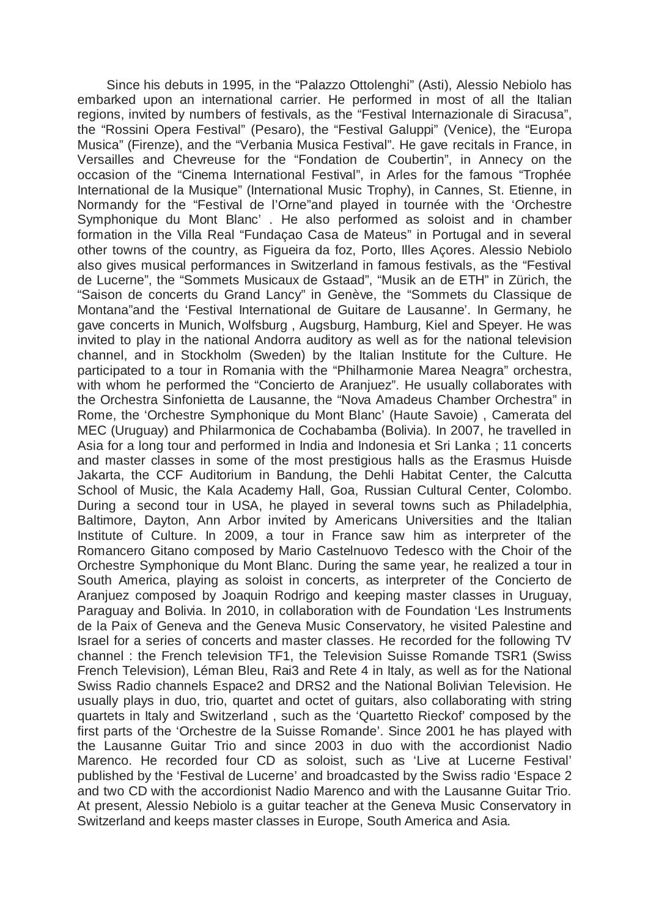Since his debuts in 1995, in the “Palazzo Ottolenghi” (Asti), Alessio Nebiolo has embarked upon an international carrier. He performed in most of all the Italian regions, invited by numbers of festivals, as the “Festival Internazionale di Siracusa”, the “Rossini Opera Festival” (Pesaro), the “Festival Galuppi” (Venice), the “Europa Musica” (Firenze), and the “Verbania Musica Festival”. He gave recitals in France, in Versailles and Chevreuse for the “Fondation de Coubertin”, in Annecy on the occasion of the “Cinema International Festival”, in Arles for the famous “Trophée International de la Musique” (International Music Trophy), in Cannes, St. Etienne, in Normandy for the “Festival de l’Orne”and played in tournée with the ‘Orchestre Symphonique du Mont Blanc’ . He also performed as soloist and in chamber formation in the Villa Real “Fundaçao Casa de Mateus” in Portugal and in several other towns of the country, as Figueira da foz, Porto, Illes Açores. Alessio Nebiolo also gives musical performances in Switzerland in famous festivals, as the “Festival de Lucerne”, the “Sommets Musicaux de Gstaad”, “Musik an de ETH” in Zürich, the “Saison de concerts du Grand Lancy” in Genève, the “Sommets du Classique de Montana”and the ‘Festival International de Guitare de Lausanne’. In Germany, he gave concerts in Munich, Wolfsburg , Augsburg, Hamburg, Kiel and Speyer. He was invited to play in the national Andorra auditory as well as for the national television channel, and in Stockholm (Sweden) by the Italian Institute for the Culture. He participated to a tour in Romania with the “Philharmonie Marea Neagra” orchestra, with whom he performed the “Concierto de Aranjuez”. He usually collaborates with the Orchestra Sinfonietta de Lausanne, the “Nova Amadeus Chamber Orchestra” in Rome, the ‘Orchestre Symphonique du Mont Blanc’ (Haute Savoie) , Camerata del MEC (Uruguay) and Philarmonica de Cochabamba (Bolivia). In 2007, he travelled in Asia for a long tour and performed in India and Indonesia et Sri Lanka ; 11 concerts and master classes in some of the most prestigious halls as the Erasmus Huisde Jakarta, the CCF Auditorium in Bandung, the Dehli Habitat Center, the Calcutta School of Music, the Kala Academy Hall, Goa, Russian Cultural Center, Colombo. During a second tour in USA, he played in several towns such as Philadelphia, Baltimore, Dayton, Ann Arbor invited by Americans Universities and the Italian Institute of Culture. In 2009, a tour in France saw him as interpreter of the Romancero Gitano composed by Mario Castelnuovo Tedesco with the Choir of the Orchestre Symphonique du Mont Blanc. During the same year, he realized a tour in South America, playing as soloist in concerts, as interpreter of the Concierto de Aranjuez composed by Joaquin Rodrigo and keeping master classes in Uruguay, Paraguay and Bolivia. In 2010, in collaboration with de Foundation ‘Les Instruments de la Paix of Geneva and the Geneva Music Conservatory, he visited Palestine and Israel for a series of concerts and master classes. He recorded for the following TV channel : the French television TF1, the Television Suisse Romande TSR1 (Swiss French Television), Léman Bleu, Rai3 and Rete 4 in Italy, as well as for the National Swiss Radio channels Espace2 and DRS2 and the National Bolivian Television. He usually plays in duo, trio, quartet and octet of guitars, also collaborating with string quartets in Italy and Switzerland , such as the ‘Quartetto Rieckof’ composed by the first parts of the ‘Orchestre de la Suisse Romande’. Since 2001 he has played with the Lausanne Guitar Trio and since 2003 in duo with the accordionist Nadio Marenco. He recorded four CD as soloist, such as ‘Live at Lucerne Festival’ published by the ‘Festival de Lucerne’ and broadcasted by the Swiss radio ‘Espace 2 and two CD with the accordionist Nadio Marenco and with the Lausanne Guitar Trio. At present, Alessio Nebiolo is a guitar teacher at the Geneva Music Conservatory in Switzerland and keeps master classes in Europe, South America and Asia.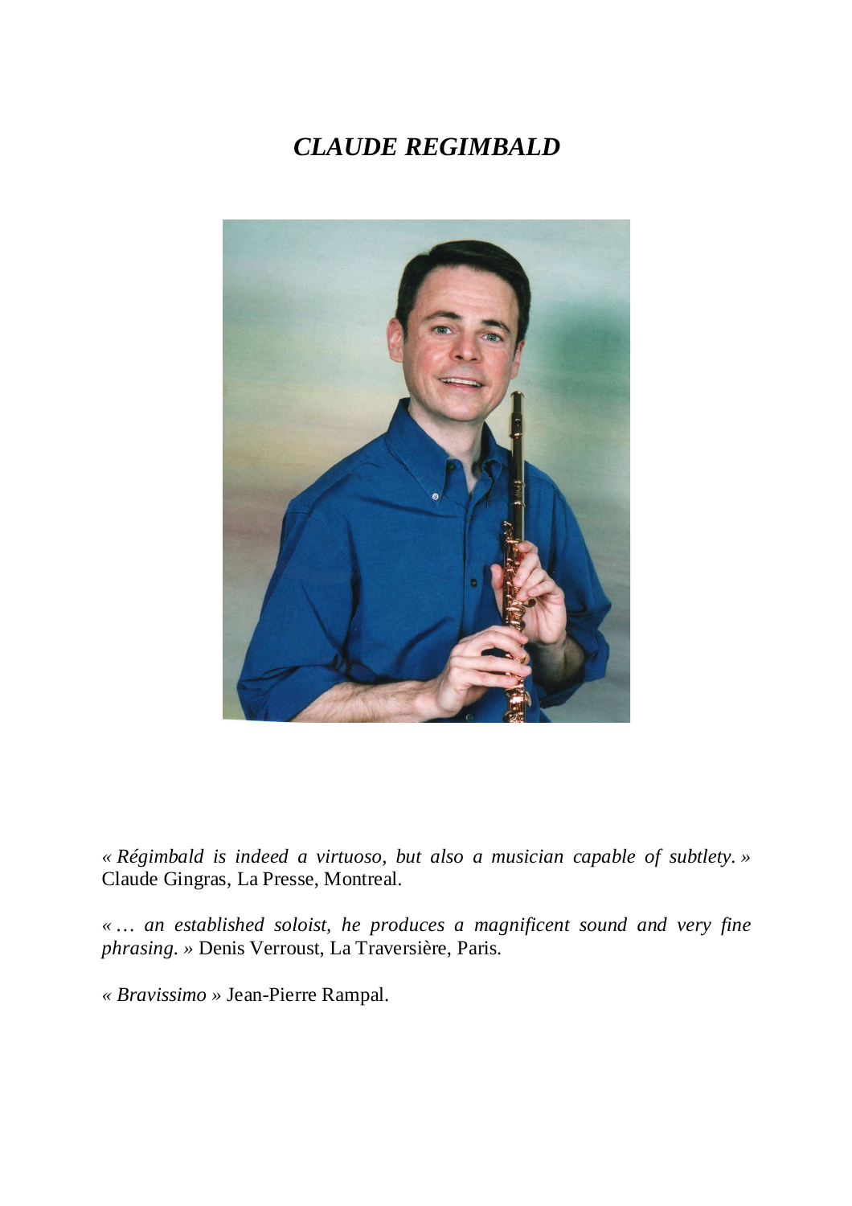# *CLAUDE REGIMBALD*

*« Régimbald is indeed a virtuoso, but also a musician capable of subtlety. »* Claude Gingras, La Presse, Montreal.

*« … an established soloist, he produces a magnificent sound and very fine phrasing. »* Denis Verroust, La Traversière, Paris.

*« Bravissimo »* Jean-Pierre Rampal.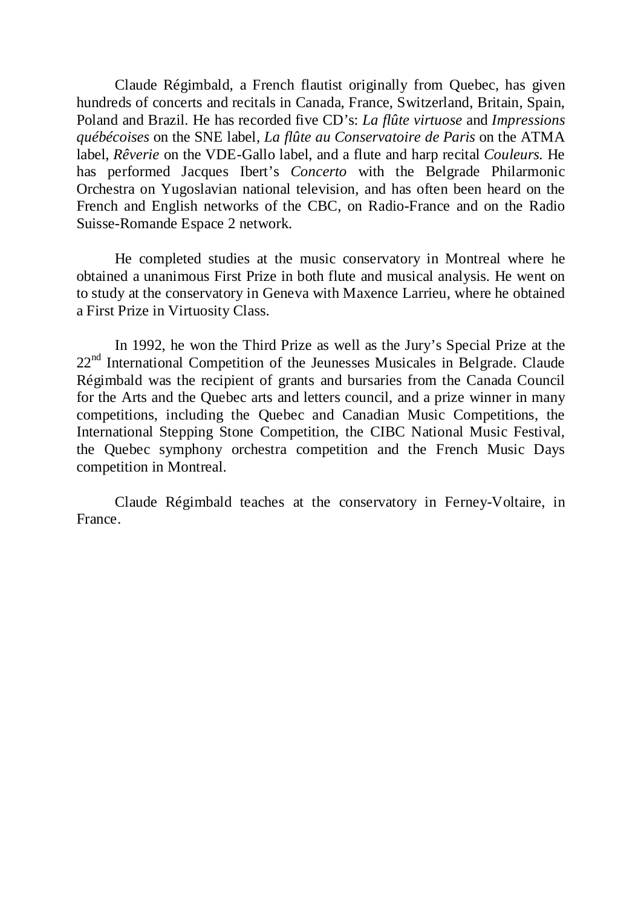Claude Régimbald, a French flautist originally from Quebec, has given hundreds of concerts and recitals in Canada, France, Switzerland, Britain, Spain, Poland and Brazil. He has recorded five CD's: *La flûte virtuose* and *Impressions québécoises* on the SNE label, *La flûte au Conservatoire de Paris* on the ATMA label, *Rêverie* on the VDE-Gallo label, and a flute and harp recital *Couleurs.* He has performed Jacques Ibert's *Concerto* with the Belgrade Philarmonic Orchestra on Yugoslavian national television, and has often been heard on the French and English networks of the CBC, on Radio-France and on the Radio Suisse-Romande Espace 2 network.

He completed studies at the music conservatory in Montreal where he obtained a unanimous First Prize in both flute and musical analysis. He went on to study at the conservatory in Geneva with Maxence Larrieu, where he obtained a First Prize in Virtuosity Class.

In 1992, he won the Third Prize as well as the Jury's Special Prize at the 22nd International Competition of the Jeunesses Musicales in Belgrade. Claude Régimbald was the recipient of grants and bursaries from the Canada Council for the Arts and the Quebec arts and letters council, and a prize winner in many competitions, including the Quebec and Canadian Music Competitions, the International Stepping Stone Competition, the CIBC National Music Festival, the Quebec symphony orchestra competition and the French Music Days competition in Montreal.

Claude Régimbald teaches at the conservatory in Ferney-Voltaire, in France.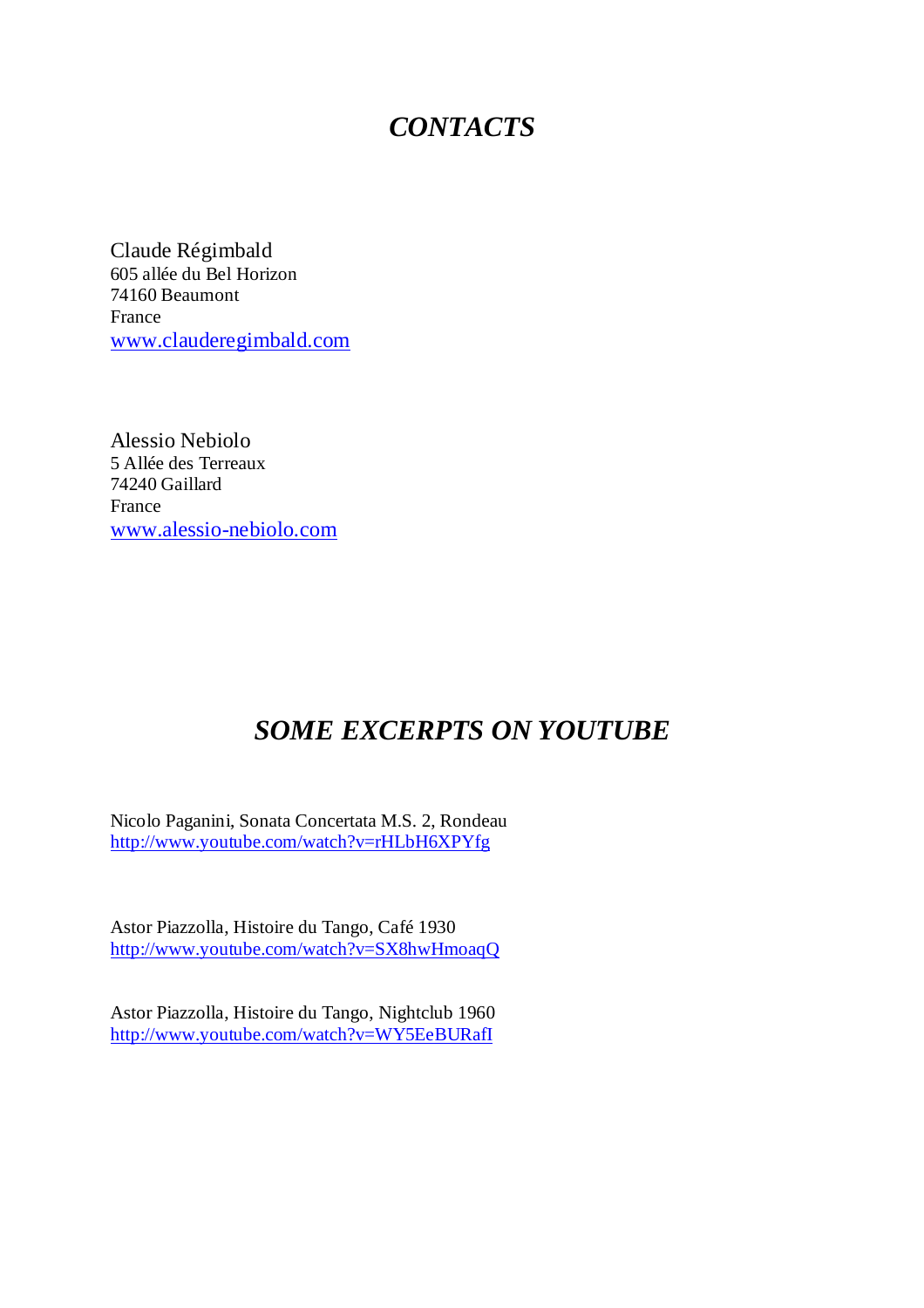# *CONTACTS*

Claude Régimbald
605 allée du Bel Horizon
74160 Beaumont
France
www.clauderegimbald.com

Alessio Nebiolo
5 Allée des Terreaux
74240 Gaillard
France
www.alessio-nebiolo.com

# *SOME EXCERPTS ON YOUTUBE*

Nicolo Paganini, Sonata Concertata M.S. 2, Rondeau
http://www.youtube.com/watch?v=rHLbH6XPYfg

Astor Piazzolla, Histoire du Tango, Café 1930
http://www.youtube.com/watch?v=SX8hwHmoaqQ

Astor Piazzolla, Histoire du Tango, Nightclub 1960
http://www.youtube.com/watch?v=WY5EeBURafI